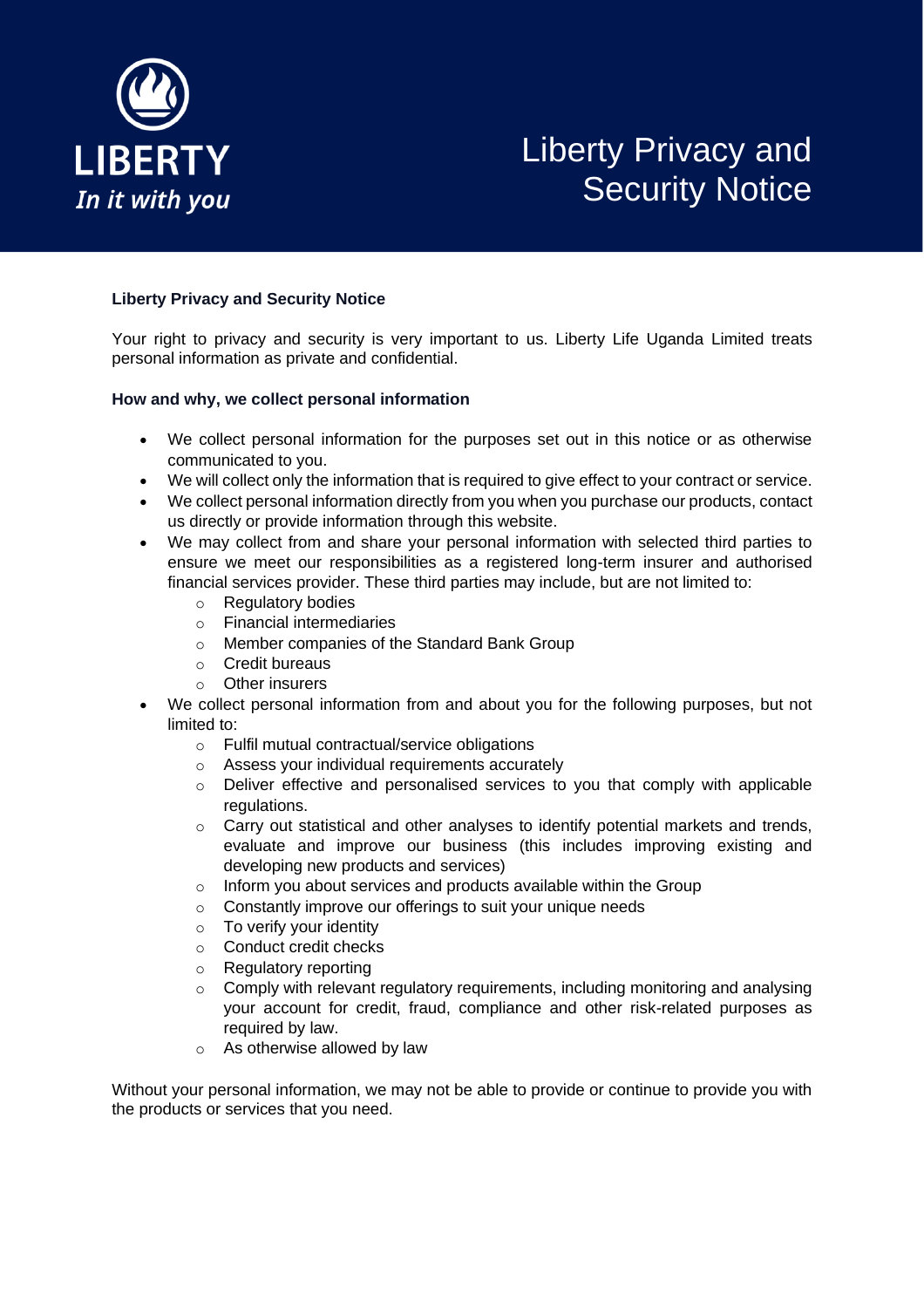LIBERTY

*In it with you*

# Liberty Privacy and Security Notice

**Liberty Privacy and Security Notice**

Your right to privacy and security is very important to us. Liberty Life Uganda Limited treats personal information as private and confidential.

**How and why, we collect personal information**

- We collect personal information for the purposes set out in this notice or as otherwise communicated to you.
- We will collect only the information that is required to give effect to your contract or service.
- We collect personal information directly from you when you purchase our products, contact us directly or provide information through this website.
- We may collect from and share your personal information with selected third parties to ensure we meet our responsibilities as a registered long-term insurer and authorised financial services provider. These third parties may include, but are not limited to:
  - Regulatory bodies
  - Financial intermediaries
  - Member companies of the Standard Bank Group
  - Credit bureaus
  - Other insurers
- We collect personal information from and about you for the following purposes, but not limited to:
  - Fulfil mutual contractual/service obligations
  - Assess your individual requirements accurately
  - Deliver effective and personalised services to you that comply with applicable regulations.
  - Carry out statistical and other analyses to identify potential markets and trends, evaluate and improve our business (this includes improving existing and developing new products and services)
  - Inform you about services and products available within the Group
  - Constantly improve our offerings to suit your unique needs
  - To verify your identity
  - Conduct credit checks
  - Regulatory reporting
  - Comply with relevant regulatory requirements, including monitoring and analysing your account for credit, fraud, compliance and other risk-related purposes as required by law.
  - As otherwise allowed by law

Without your personal information, we may not be able to provide or continue to provide you with the products or services that you need.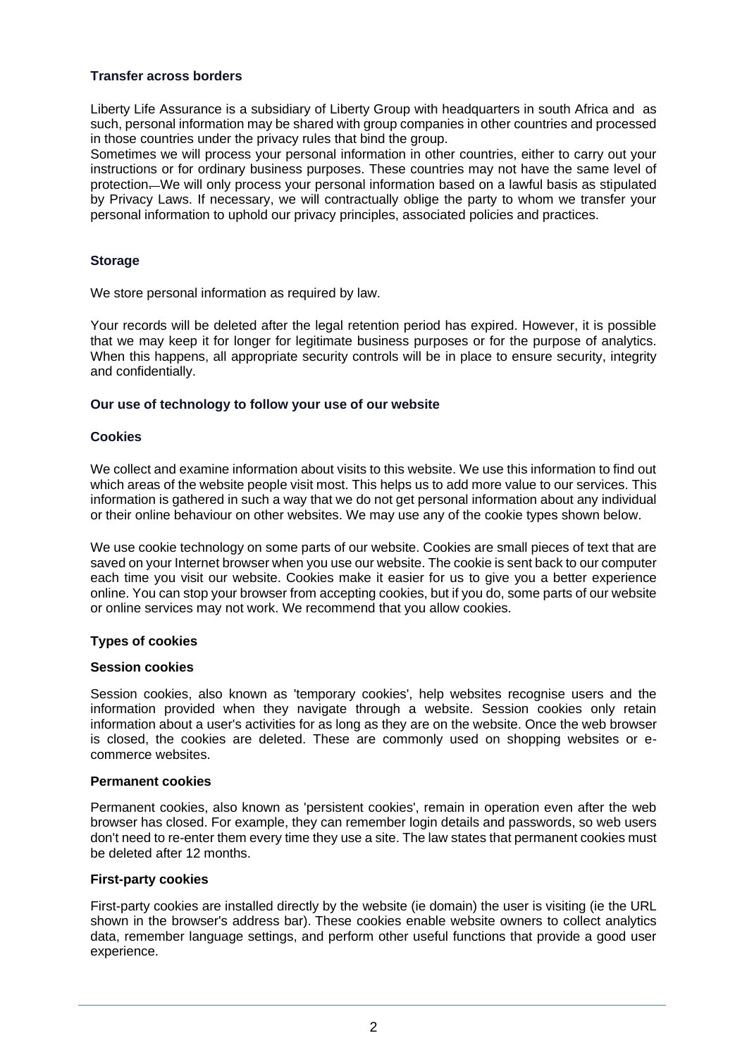**Transfer across borders**

Liberty Life Assurance is a subsidiary of Liberty Group with headquarters in south Africa and as such, personal information may be shared with group companies in other countries and processed in those countries under the privacy rules that bind the group.
Sometimes we will process your personal information in other countries, either to carry out your instructions or for ordinary business purposes. These countries may not have the same level of protection. We will only process your personal information based on a lawful basis as stipulated by Privacy Laws. If necessary, we will contractually oblige the party to whom we transfer your personal information to uphold our privacy principles, associated policies and practices.

**Storage**

We store personal information as required by law.

Your records will be deleted after the legal retention period has expired. However, it is possible that we may keep it for longer for legitimate business purposes or for the purpose of analytics. When this happens, all appropriate security controls will be in place to ensure security, integrity and confidentially.

**Our use of technology to follow your use of our website**

**Cookies**

We collect and examine information about visits to this website. We use this information to find out which areas of the website people visit most. This helps us to add more value to our services. This information is gathered in such a way that we do not get personal information about any individual or their online behaviour on other websites. We may use any of the cookie types shown below.

We use cookie technology on some parts of our website. Cookies are small pieces of text that are saved on your Internet browser when you use our website. The cookie is sent back to our computer each time you visit our website. Cookies make it easier for us to give you a better experience online. You can stop your browser from accepting cookies, but if you do, some parts of our website or online services may not work. We recommend that you allow cookies.

**Types of cookies**

**Session cookies**

Session cookies, also known as 'temporary cookies', help websites recognise users and the information provided when they navigate through a website. Session cookies only retain information about a user's activities for as long as they are on the website. Once the web browser is closed, the cookies are deleted. These are commonly used on shopping websites or e-commerce websites.

**Permanent cookies**

Permanent cookies, also known as 'persistent cookies', remain in operation even after the web browser has closed. For example, they can remember login details and passwords, so web users don't need to re-enter them every time they use a site. The law states that permanent cookies must be deleted after 12 months.

**First-party cookies**

First-party cookies are installed directly by the website (ie domain) the user is visiting (ie the URL shown in the browser's address bar). These cookies enable website owners to collect analytics data, remember language settings, and perform other useful functions that provide a good user experience.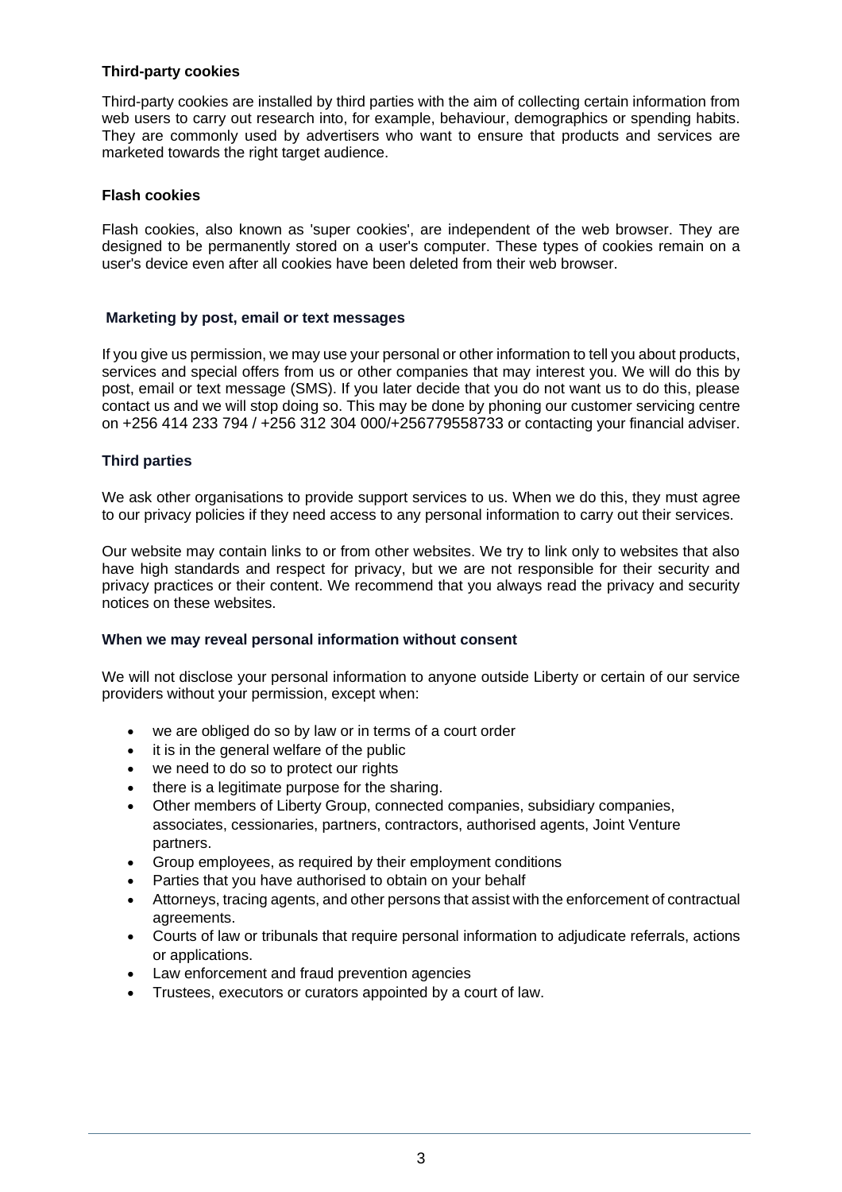**Third-party cookies**

Third-party cookies are installed by third parties with the aim of collecting certain information from web users to carry out research into, for example, behaviour, demographics or spending habits. They are commonly used by advertisers who want to ensure that products and services are marketed towards the right target audience.

**Flash cookies**

Flash cookies, also known as 'super cookies', are independent of the web browser. They are designed to be permanently stored on a user's computer. These types of cookies remain on a user's device even after all cookies have been deleted from their web browser.

**Marketing by post, email or text messages**

If you give us permission, we may use your personal or other information to tell you about products, services and special offers from us or other companies that may interest you. We will do this by post, email or text message (SMS). If you later decide that you do not want us to do this, please contact us and we will stop doing so. This may be done by phoning our customer servicing centre on +256 414 233 794 / +256 312 304 000/+256779558733 or contacting your financial adviser.

**Third parties**

We ask other organisations to provide support services to us. When we do this, they must agree to our privacy policies if they need access to any personal information to carry out their services.

Our website may contain links to or from other websites. We try to link only to websites that also have high standards and respect for privacy, but we are not responsible for their security and privacy practices or their content. We recommend that you always read the privacy and security notices on these websites.

**When we may reveal personal information without consent**

We will not disclose your personal information to anyone outside Liberty or certain of our service providers without your permission, except when:

- we are obliged do so by law or in terms of a court order
- it is in the general welfare of the public
- we need to do so to protect our rights
- there is a legitimate purpose for the sharing.
- Other members of Liberty Group, connected companies, subsidiary companies, associates, cessionaries, partners, contractors, authorised agents, Joint Venture partners.
- Group employees, as required by their employment conditions
- Parties that you have authorised to obtain on your behalf
- Attorneys, tracing agents, and other persons that assist with the enforcement of contractual agreements.
- Courts of law or tribunals that require personal information to adjudicate referrals, actions or applications.
- Law enforcement and fraud prevention agencies
- Trustees, executors or curators appointed by a court of law.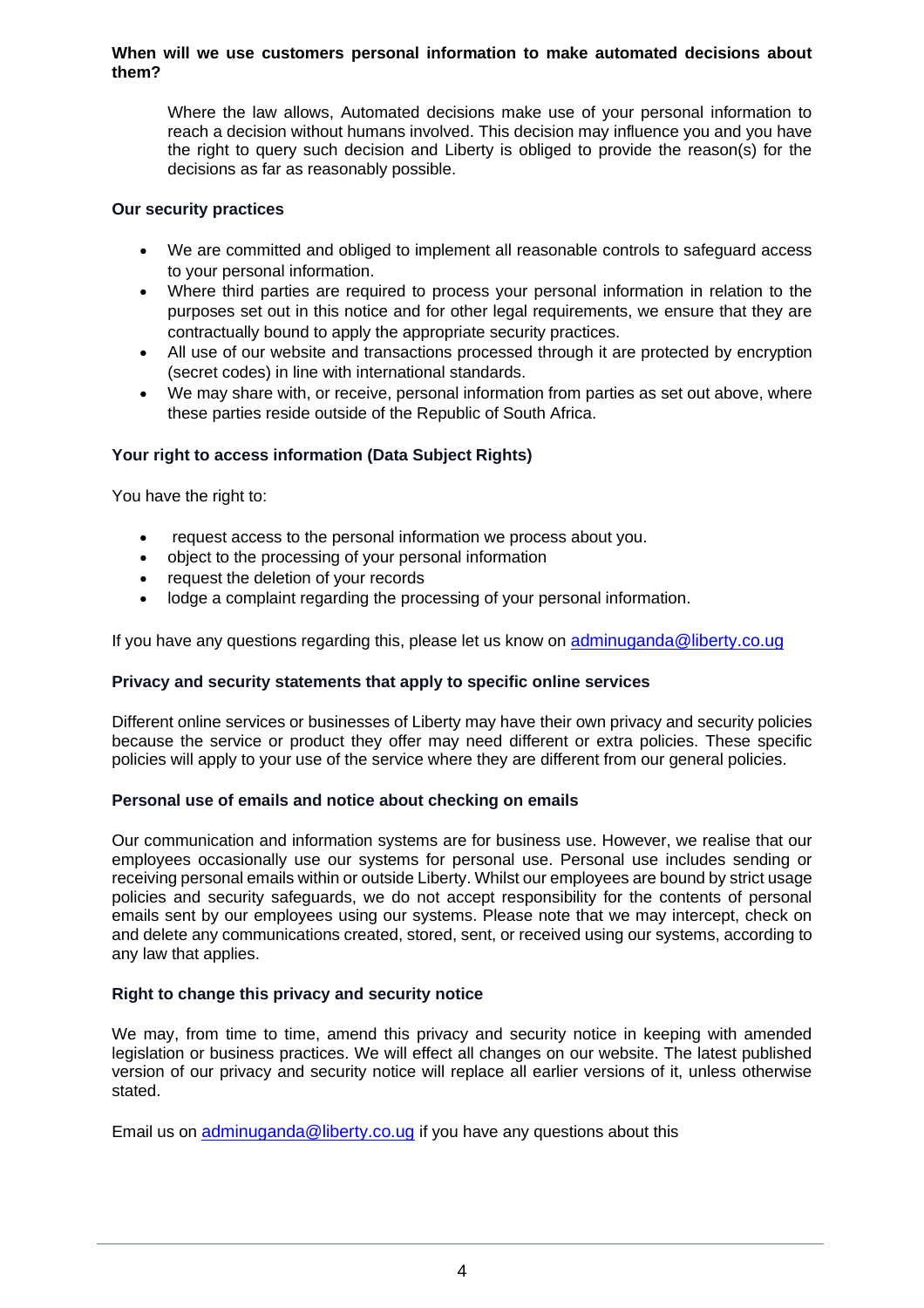**When will we use customers personal information to make automated decisions about them?**

Where the law allows, Automated decisions make use of your personal information to reach a decision without humans involved. This decision may influence you and you have the right to query such decision and Liberty is obliged to provide the reason(s) for the decisions as far as reasonably possible.

**Our security practices**

- We are committed and obliged to implement all reasonable controls to safeguard access to your personal information.
- Where third parties are required to process your personal information in relation to the purposes set out in this notice and for other legal requirements, we ensure that they are contractually bound to apply the appropriate security practices.
- All use of our website and transactions processed through it are protected by encryption (secret codes) in line with international standards.
- We may share with, or receive, personal information from parties as set out above, where these parties reside outside of the Republic of South Africa.

**Your right to access information (Data Subject Rights)**

You have the right to:

- request access to the personal information we process about you.
- object to the processing of your personal information
- request the deletion of your records
- lodge a complaint regarding the processing of your personal information.

If you have any questions regarding this, please let us know on adminuganda@liberty.co.ug

**Privacy and security statements that apply to specific online services**

Different online services or businesses of Liberty may have their own privacy and security policies because the service or product they offer may need different or extra policies. These specific policies will apply to your use of the service where they are different from our general policies.

**Personal use of emails and notice about checking on emails**

Our communication and information systems are for business use. However, we realise that our employees occasionally use our systems for personal use. Personal use includes sending or receiving personal emails within or outside Liberty. Whilst our employees are bound by strict usage policies and security safeguards, we do not accept responsibility for the contents of personal emails sent by our employees using our systems. Please note that we may intercept, check on and delete any communications created, stored, sent, or received using our systems, according to any law that applies.

**Right to change this privacy and security notice**

We may, from time to time, amend this privacy and security notice in keeping with amended legislation or business practices. We will effect all changes on our website. The latest published version of our privacy and security notice will replace all earlier versions of it, unless otherwise stated.

Email us on adminuganda@liberty.co.ug if you have any questions about this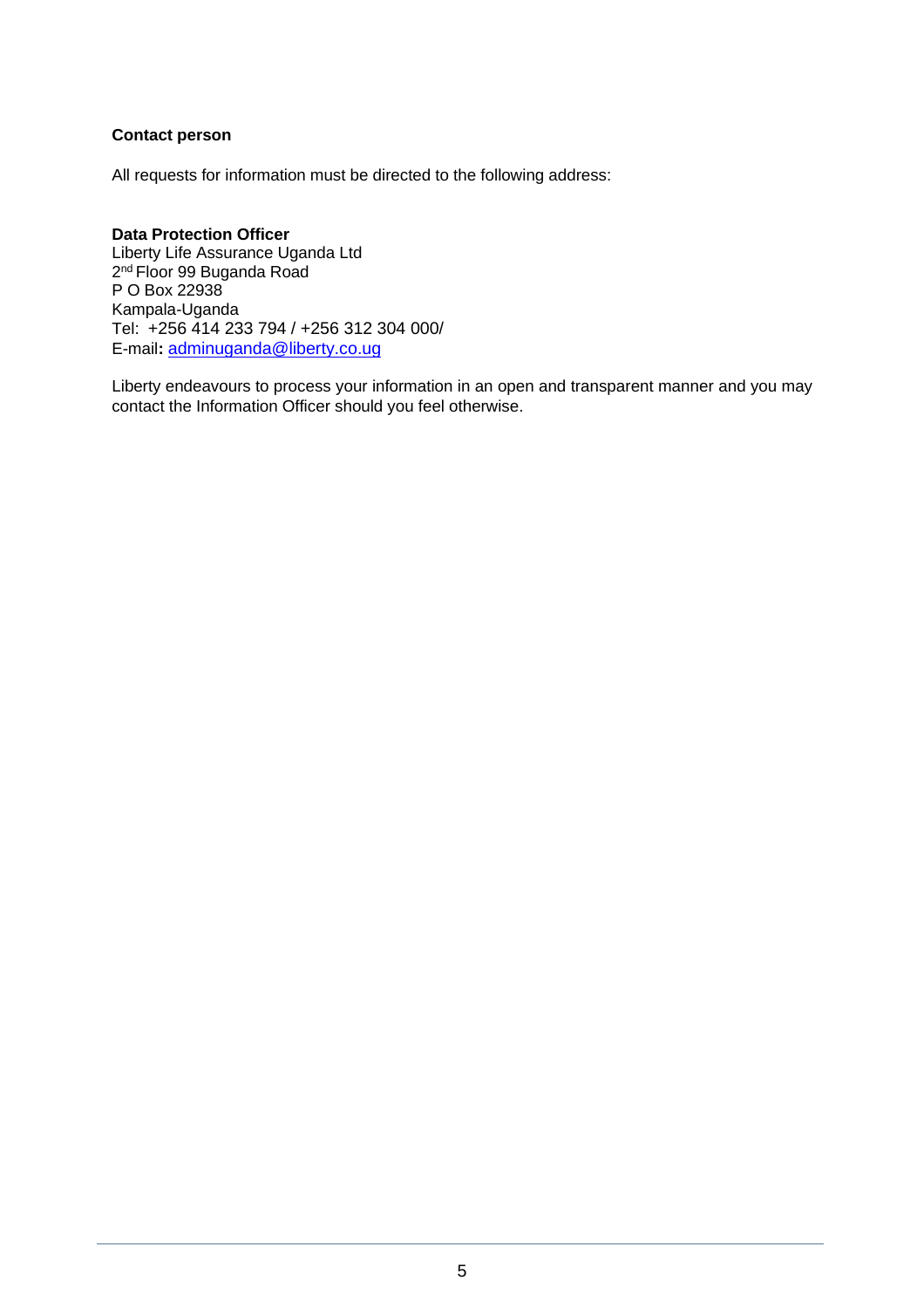**Contact person**

All requests for information must be directed to the following address:

**Data Protection Officer**
Liberty Life Assurance Uganda Ltd
2nd Floor 99 Buganda Road
P O Box 22938
Kampala-Uganda
Tel: +256 414 233 794 / +256 312 304 000/
E-mail**:** adminuganda@liberty.co.ug

Liberty endeavours to process your information in an open and transparent manner and you may contact the Information Officer should you feel otherwise.